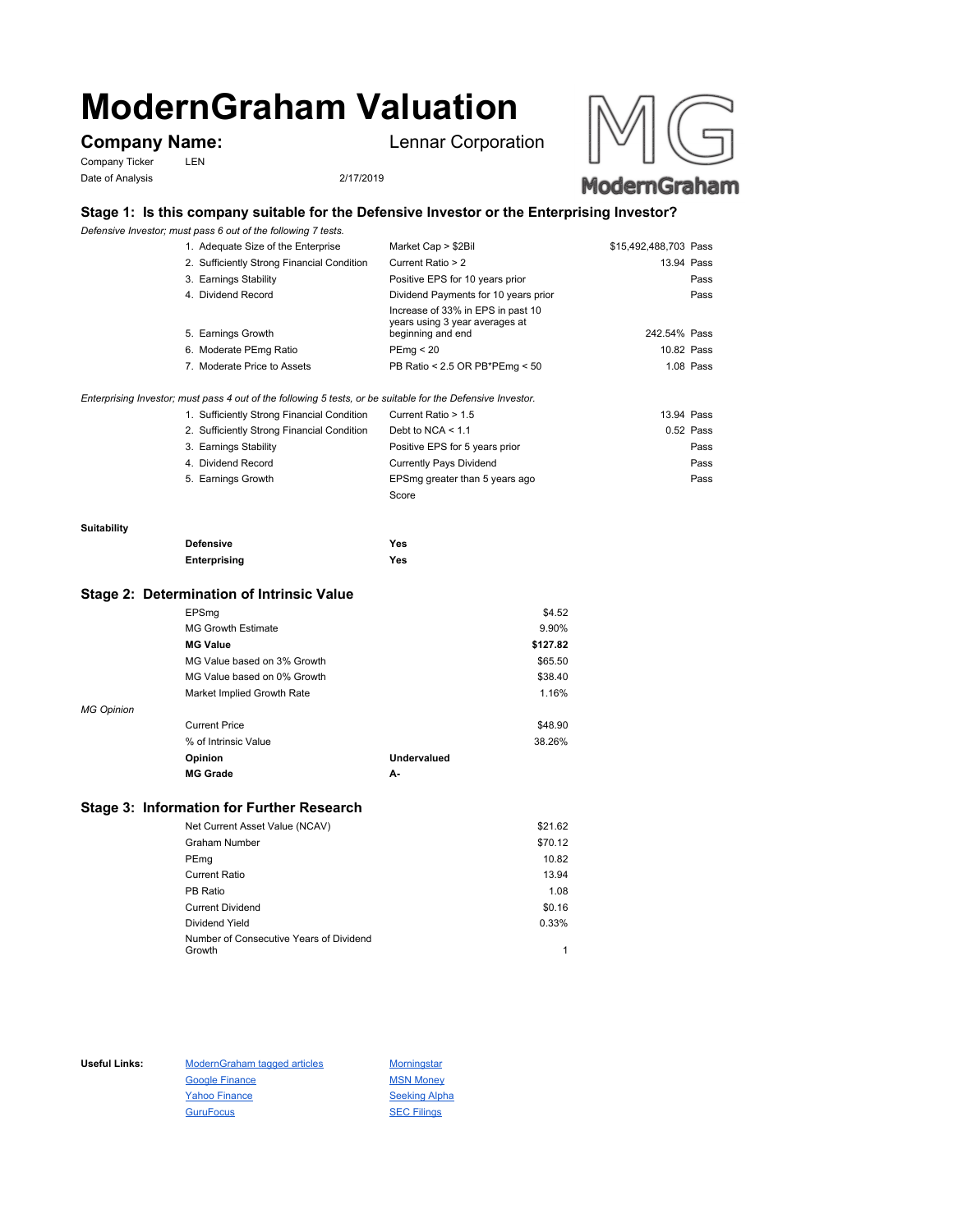# ModernGraham Valuation

**Company Name:** Lennar Corporation

Company Ticker: LEN

Date of Analysis: 2/17/2019

## Stage 1: Is this company suitable for the Defensive Investor or the Enterprising Investor?

*Defensive Investor; must pass 6 out of the following 7 tests.*

| Test | Criterion | Value | Result |
|---|---|---|---|
| 1. Adequate Size of the Enterprise | Market Cap > $2Bil | $15,492,488,703 | Pass |
| 2. Sufficiently Strong Financial Condition | Current Ratio > 2 | 13.94 | Pass |
| 3. Earnings Stability | Positive EPS for 10 years prior | | Pass |
| 4. Dividend Record | Dividend Payments for 10 years prior | | Pass |
| 5. Earnings Growth | Increase of 33% in EPS in past 10 years using 3 year averages at beginning and end | 242.54% | Pass |
| 6. Moderate PEmg Ratio | PEmg < 20 | 10.82 | Pass |
| 7. Moderate Price to Assets | PB Ratio < 2.5 OR PB*PEmg < 50 | 1.08 | Pass |

*Enterprising Investor; must pass 4 out of the following 5 tests, or be suitable for the Defensive Investor.*

| Test | Criterion | Value | Result |
|---|---|---|---|
| 1. Sufficiently Strong Financial Condition | Current Ratio > 1.5 | 13.94 | Pass |
| 2. Sufficiently Strong Financial Condition | Debt to NCA < 1.1 | 0.52 | Pass |
| 3. Earnings Stability | Positive EPS for 5 years prior | | Pass |
| 4. Dividend Record | Currently Pays Dividend | | Pass |
| 5. Earnings Growth | EPSmg greater than 5 years ago | | Pass |
| | Score | | |

**Suitability**

| | |
|---|---|
| **Defensive** | **Yes** |
| **Enterprising** | **Yes** |

## Stage 2: Determination of Intrinsic Value

| | |
|---|---|
| EPSmg | $4.52 |
| MG Growth Estimate | 9.90% |
| **MG Value** | **$127.82** |
| MG Value based on 3% Growth | $65.50 |
| MG Value based on 0% Growth | $38.40 |
| Market Implied Growth Rate | 1.16% |

*MG Opinion*

| | |
|---|---|
| Current Price | $48.90 |
| % of Intrinsic Value | 38.26% |
| **Opinion** | **Undervalued** |
| **MG Grade** | **A-** |

## Stage 3: Information for Further Research

| | |
|---|---|
| Net Current Asset Value (NCAV) | $21.62 |
| Graham Number | $70.12 |
| PEmg | 10.82 |
| Current Ratio | 13.94 |
| PB Ratio | 1.08 |
| Current Dividend | $0.16 |
| Dividend Yield | 0.33% |
| Number of Consecutive Years of Dividend Growth | 1 |

**Useful Links:**

- ModernGraham tagged articles
- Google Finance
- Yahoo Finance
- GuruFocus
- Morningstar
- MSN Money
- Seeking Alpha
- SEC Filings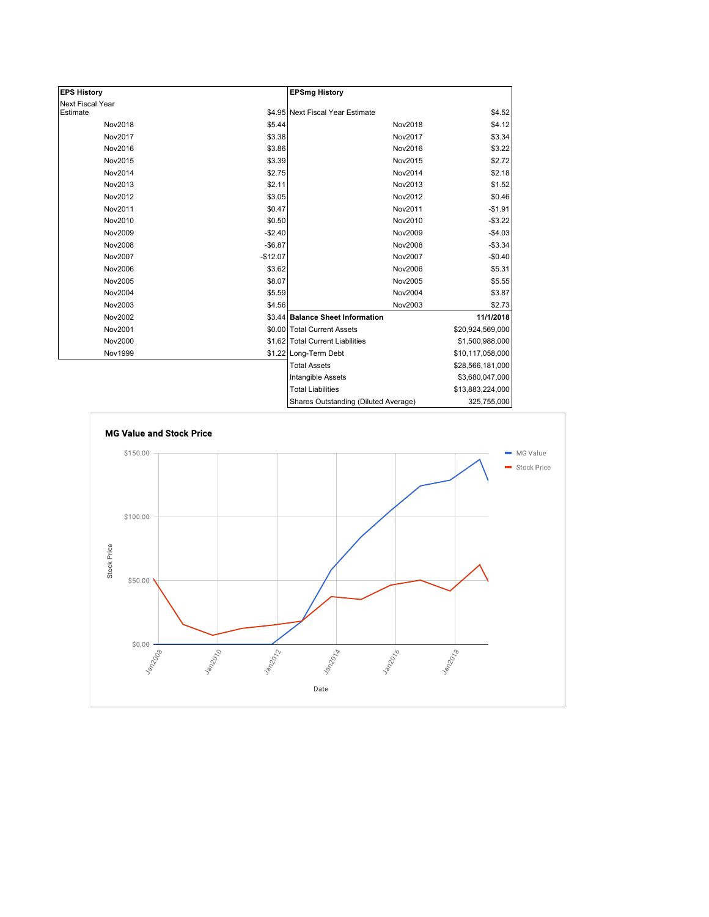| EPS History | |
|---|---|
| Next Fiscal Year Estimate | $4.95 |
| Nov2018 | $5.44 |
| Nov2017 | $3.38 |
| Nov2016 | $3.86 |
| Nov2015 | $3.39 |
| Nov2014 | $2.75 |
| Nov2013 | $2.11 |
| Nov2012 | $3.05 |
| Nov2011 | $0.47 |
| Nov2010 | $0.50 |
| Nov2009 | -$2.40 |
| Nov2008 | -$6.87 |
| Nov2007 | -$12.07 |
| Nov2006 | $3.62 |
| Nov2005 | $8.07 |
| Nov2004 | $5.59 |
| Nov2003 | $4.56 |
| Nov2002 | $3.44 |
| Nov2001 | $0.00 |
| Nov2000 | $1.62 |
| Nov1999 | $1.22 |

| EPSmg History | |
|---|---|
| Next Fiscal Year Estimate | $4.52 |
| Nov2018 | $4.12 |
| Nov2017 | $3.34 |
| Nov2016 | $3.22 |
| Nov2015 | $2.72 |
| Nov2014 | $2.18 |
| Nov2013 | $1.52 |
| Nov2012 | $0.46 |
| Nov2011 | -$1.91 |
| Nov2010 | -$3.22 |
| Nov2009 | -$4.03 |
| Nov2008 | -$3.34 |
| Nov2007 | -$0.40 |
| Nov2006 | $5.31 |
| Nov2005 | $5.55 |
| Nov2004 | $3.87 |
| Nov2003 | $2.73 |

| Balance Sheet Information | 11/1/2018 |
|---|---|
| Total Current Assets | $20,924,569,000 |
| Total Current Liabilities | $1,500,988,000 |
| Long-Term Debt | $10,117,058,000 |
| Total Assets | $28,566,181,000 |
| Intangible Assets | $3,680,047,000 |
| Total Liabilities | $13,883,224,000 |
| Shares Outstanding (Diluted Average) | 325,755,000 |

**MG Value and Stock Price**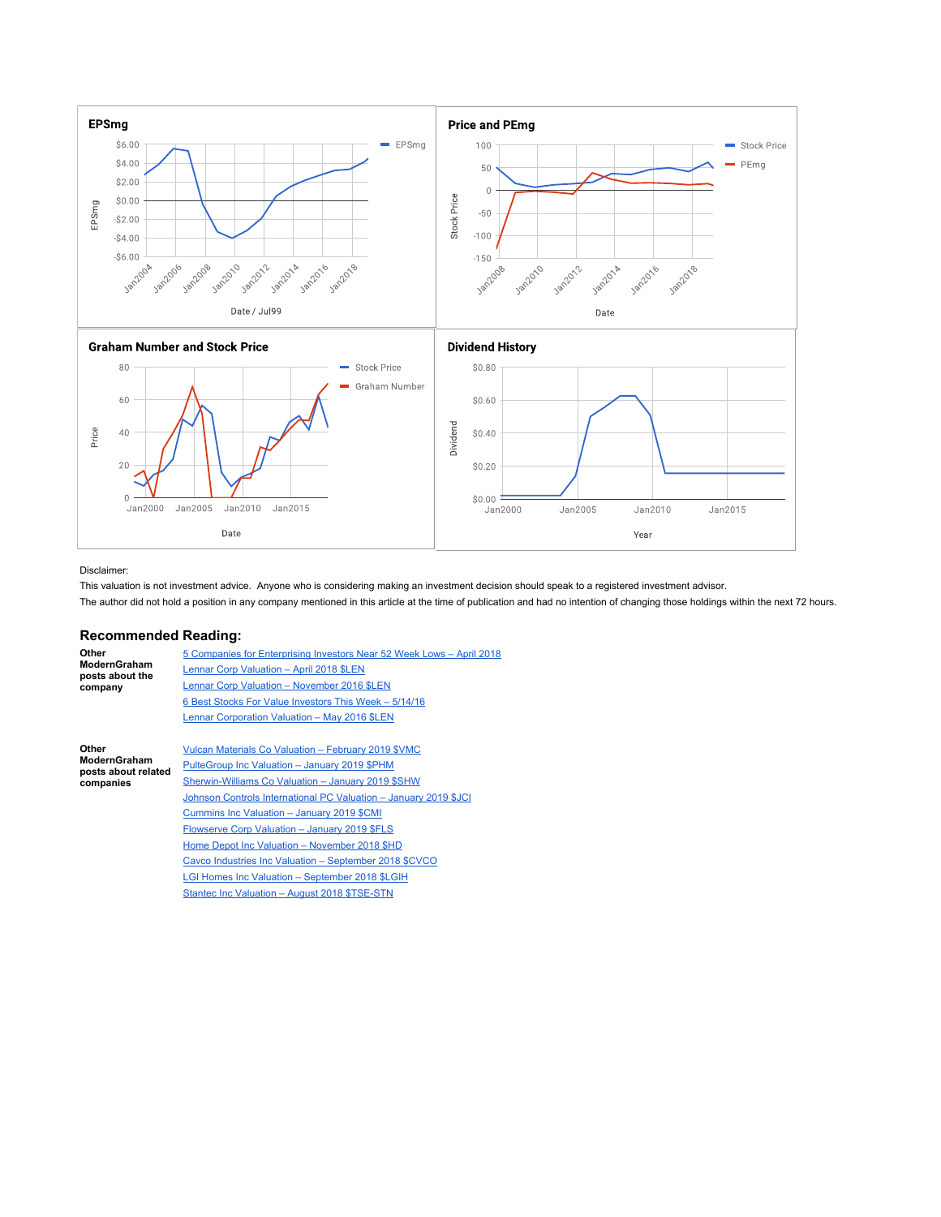EPSmg

$6.00
$4.00
$2.00
$0.00
-$2.00
-$4.00
-$6.00

EPSmg

Jan2004 Jan2006 Jan2008 Jan2010 Jan2012 Jan2014 Jan2016 Jan2018

Date / Jul99

Price and PEmg

100
50
0
-50
-100
-150

Stock Price

Stock Price
PEmg

Jan2008 Jan2010 Jan2012 Jan2014 Jan2016 Jan2018

Date

Graham Number and Stock Price

80
60
40
20
0

Price

Stock Price
Graham Number

Jan2000 Jan2005 Jan2010 Jan2015

Date

Dividend History

$0.80
$0.60
$0.40
$0.20
$0.00

Dividend

Jan2000 Jan2005 Jan2010 Jan2015

Year

Disclaimer:

This valuation is not investment advice. Anyone who is considering making an investment decision should speak to a registered investment advisor.

The author did not hold a position in any company mentioned in this article at the time of publication and had no intention of changing those holdings within the next 72 hours.

## Recommended Reading:

| | |
|---|---|
| **Other ModernGraham posts about the company** | 5 Companies for Enterprising Investors Near 52 Week Lows – April 2018<br>Lennar Corp Valuation – April 2018 $LEN<br>Lennar Corp Valuation – November 2016 $LEN<br>6 Best Stocks For Value Investors This Week – 5/14/16<br>Lennar Corporation Valuation – May 2016 $LEN |
| **Other ModernGraham posts about related companies** | Vulcan Materials Co Valuation – February 2019 $VMC<br>PulteGroup Inc Valuation – January 2019 $PHM<br>Sherwin-Williams Co Valuation – January 2019 $SHW<br>Johnson Controls International PC Valuation – January 2019 $JCI<br>Cummins Inc Valuation – January 2019 $CMI<br>Flowserve Corp Valuation – January 2019 $FLS<br>Home Depot Inc Valuation – November 2018 $HD<br>Cavco Industries Inc Valuation – September 2018 $CVCO<br>LGI Homes Inc Valuation – September 2018 $LGIH<br>Stantec Inc Valuation – August 2018 $TSE-STN |